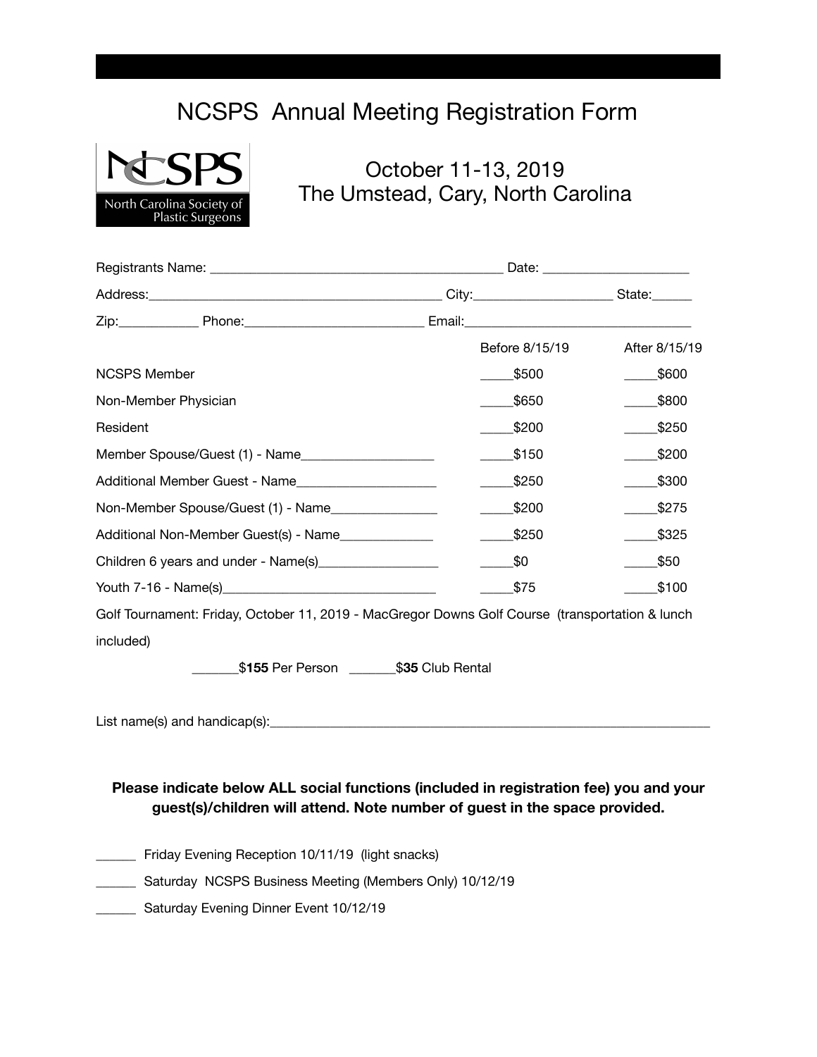# NCSPS Annual Meeting Registration Form

NCSPS
North Carolina Society of Plastic Surgeons

October 11-13, 2019
The Umstead, Cary, North Carolina

Registrants Name: ____________________________________________ Date: _____________________

Address:____________________________________________ City:____________________ State:______

Zip:___________ Phone:__________________________ Email:__________________________________

| | Before 8/15/19 | After 8/15/19 |
|---|---|---|
| NCSPS Member | _____$500 | _____$600 |
| Non-Member Physician | _____$650 | _____$800 |
| Resident | _____$200 | _____$250 |
| Member Spouse/Guest (1) - Name___________________ | _____$150 | _____$200 |
| Additional Member Guest - Name____________________ | _____$250 | _____$300 |
| Non-Member Spouse/Guest (1) - Name_______________ | _____$200 | _____$275 |
| Additional Non-Member Guest(s) - Name_____________ | _____$250 | _____$325 |
| Children 6 years and under - Name(s)_________________ | _____$0 | _____$50 |
| Youth 7-16 - Name(s)______________________________ | _____$75 | _____$100 |

Golf Tournament: Friday, October 11, 2019 - MacGregor Downs Golf Course (transportation & lunch included)

_______$**155** Per Person _______$**35** Club Rental

List name(s) and handicap(s):_________________________________________________________________

**Please indicate below ALL social functions (included in registration fee) you and your guest(s)/children will attend. Note number of guest in the space provided.**

______ Friday Evening Reception 10/11/19 (light snacks)

______ Saturday NCSPS Business Meeting (Members Only) 10/12/19

______ Saturday Evening Dinner Event 10/12/19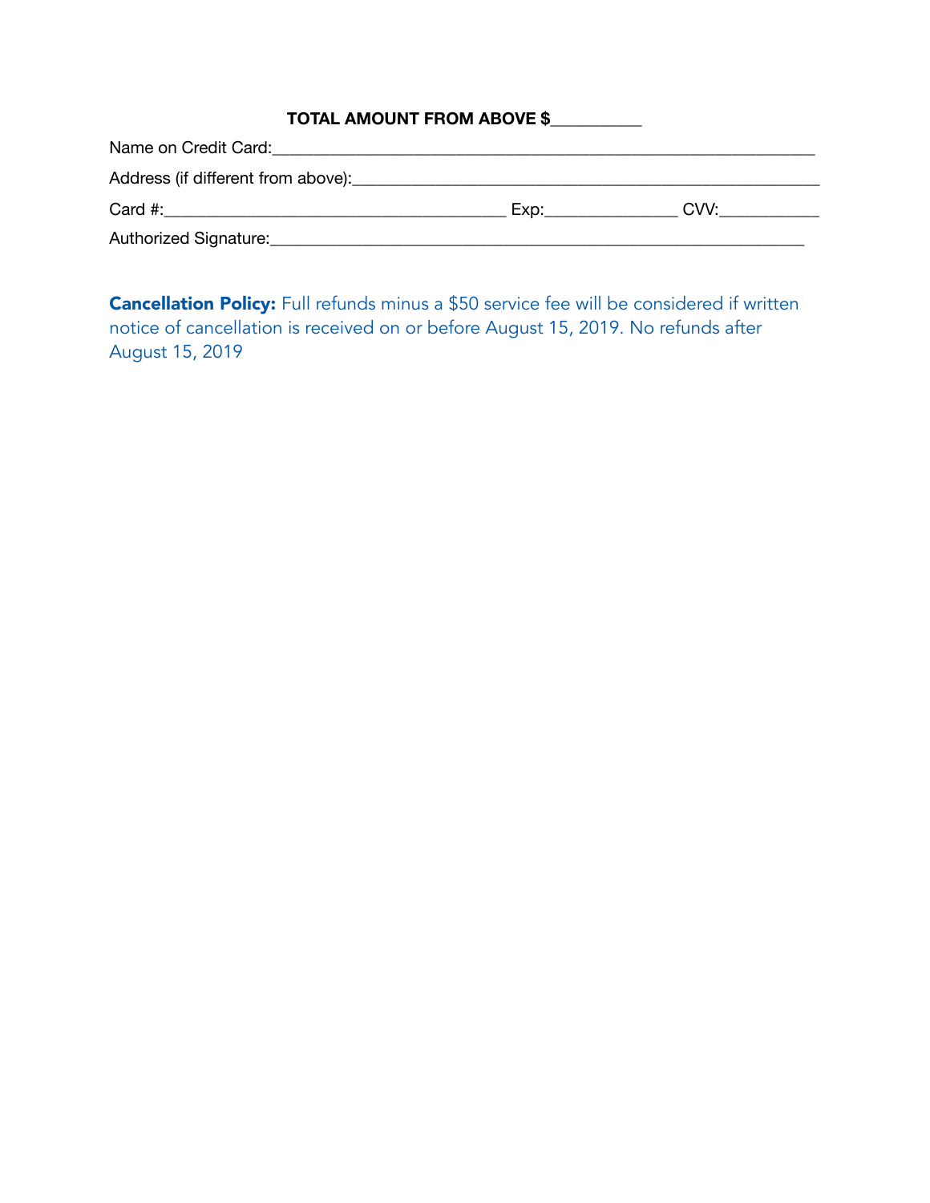**TOTAL AMOUNT FROM ABOVE $__________**

Name on Credit Card:_______________________________________________________________

Address (if different from above):_______________________________________________________

Card #:________________________________________ Exp:_______________ CVV:___________

Authorized Signature:______________________________________________________________

**Cancellation Policy:** Full refunds minus a $50 service fee will be considered if written notice of cancellation is received on or before August 15, 2019. No refunds after August 15, 2019